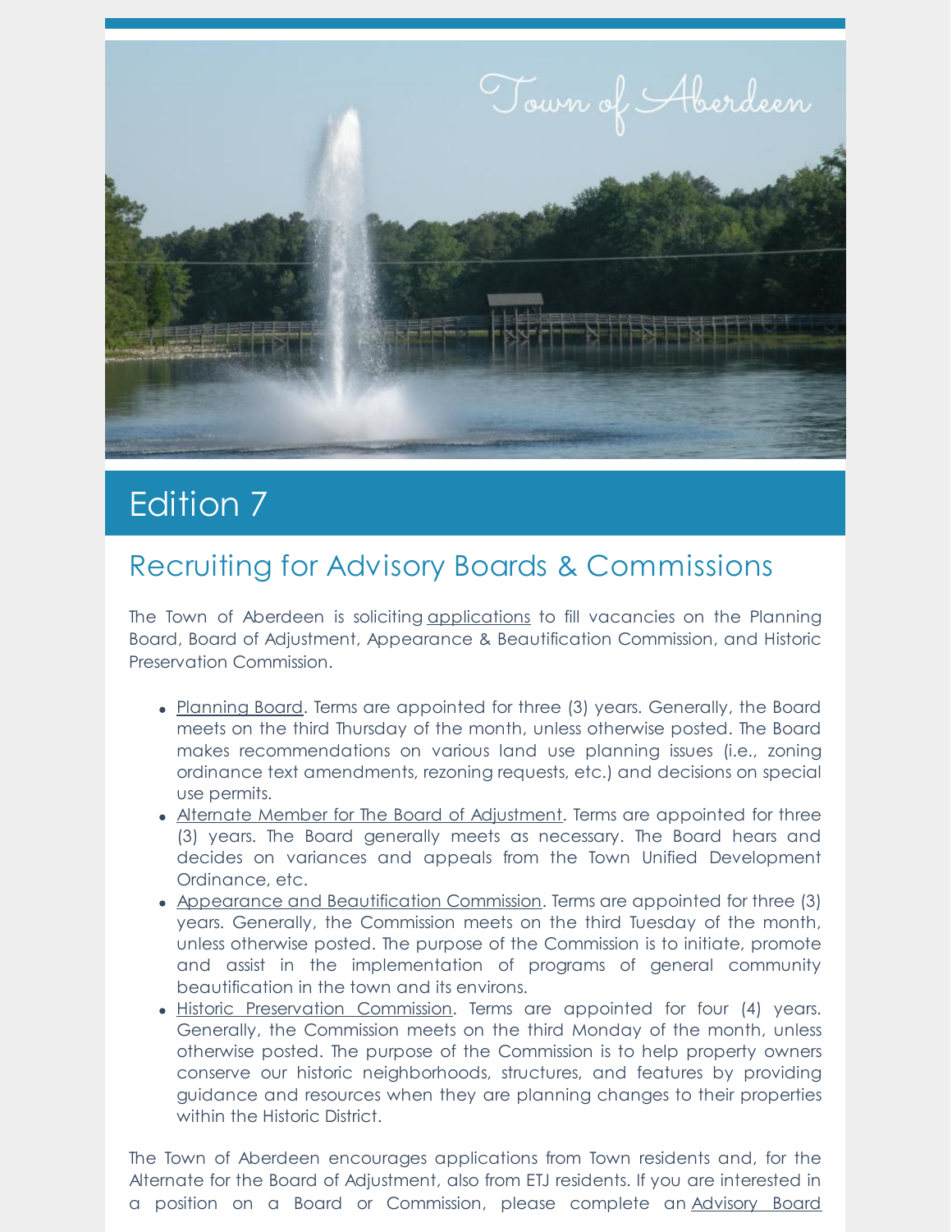Town of Aberdeen

# Edition 7

## Recruiting for Advisory Boards & Commissions

The Town of Aberdeen is soliciting applications to fill vacancies on the Planning Board, Board of Adjustment, Appearance & Beautification Commission, and Historic Preservation Commission.

- Planning Board. Terms are appointed for three (3) years. Generally, the Board meets on the third Thursday of the month, unless otherwise posted. The Board makes recommendations on various land use planning issues (i.e., zoning ordinance text amendments, rezoning requests, etc.) and decisions on special use permits.
- Alternate Member for The Board of Adjustment. Terms are appointed for three (3) years. The Board generally meets as necessary. The Board hears and decides on variances and appeals from the Town Unified Development Ordinance, etc.
- Appearance and Beautification Commission. Terms are appointed for three (3) years. Generally, the Commission meets on the third Tuesday of the month, unless otherwise posted. The purpose of the Commission is to initiate, promote and assist in the implementation of programs of general community beautification in the town and its environs.
- Historic Preservation Commission. Terms are appointed for four (4) years. Generally, the Commission meets on the third Monday of the month, unless otherwise posted. The purpose of the Commission is to help property owners conserve our historic neighborhoods, structures, and features by providing guidance and resources when they are planning changes to their properties within the Historic District.

The Town of Aberdeen encourages applications from Town residents and, for the Alternate for the Board of Adjustment, also from ETJ residents. If you are interested in a position on a Board or Commission, please complete an Advisory Board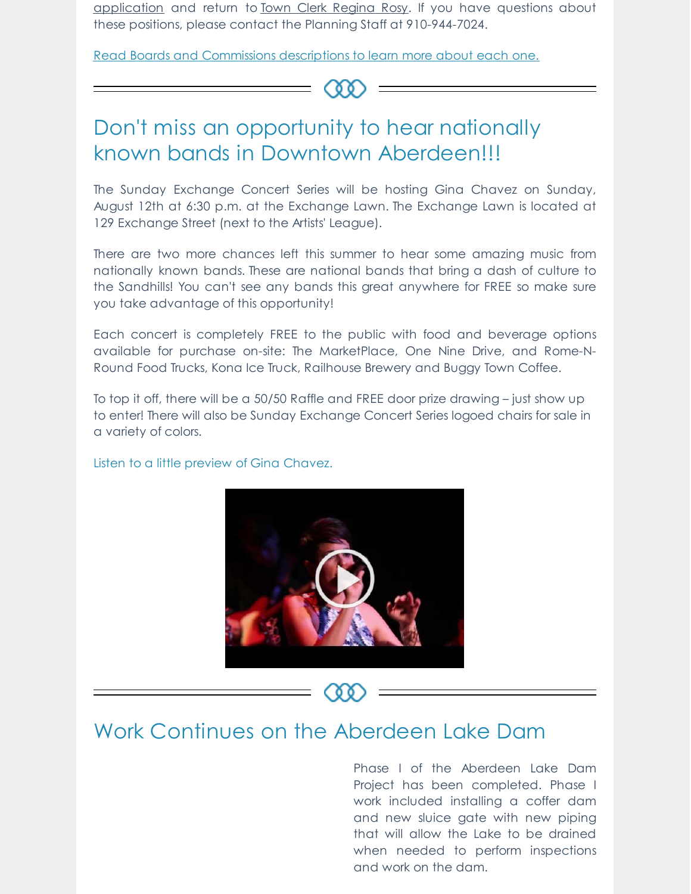application and return to Town Clerk Regina Rosy. If you have questions about these positions, please contact the Planning Staff at 910-944-7024.

Read Boards and Commissions descriptions to learn more about each one.

## Don't miss an opportunity to hear nationally known bands in Downtown Aberdeen!!!

The Sunday Exchange Concert Series will be hosting Gina Chavez on Sunday, August 12th at 6:30 p.m. at the Exchange Lawn. The Exchange Lawn is located at 129 Exchange Street (next to the Artists' League).

There are two more chances left this summer to hear some amazing music from nationally known bands. These are national bands that bring a dash of culture to the Sandhills! You can't see any bands this great anywhere for FREE so make sure you take advantage of this opportunity!

Each concert is completely FREE to the public with food and beverage options available for purchase on-site: The MarketPlace, One Nine Drive, and Rome-N-Round Food Trucks, Kona Ice Truck, Railhouse Brewery and Buggy Town Coffee.

To top it off, there will be a 50/50 Raffle and FREE door prize drawing – just show up to enter! There will also be Sunday Exchange Concert Series logoed chairs for sale in a variety of colors.

Listen to a little preview of Gina Chavez.

## Work Continues on the Aberdeen Lake Dam

Phase I of the Aberdeen Lake Dam Project has been completed. Phase I work included installing a coffer dam and new sluice gate with new piping that will allow the Lake to be drained when needed to perform inspections and work on the dam.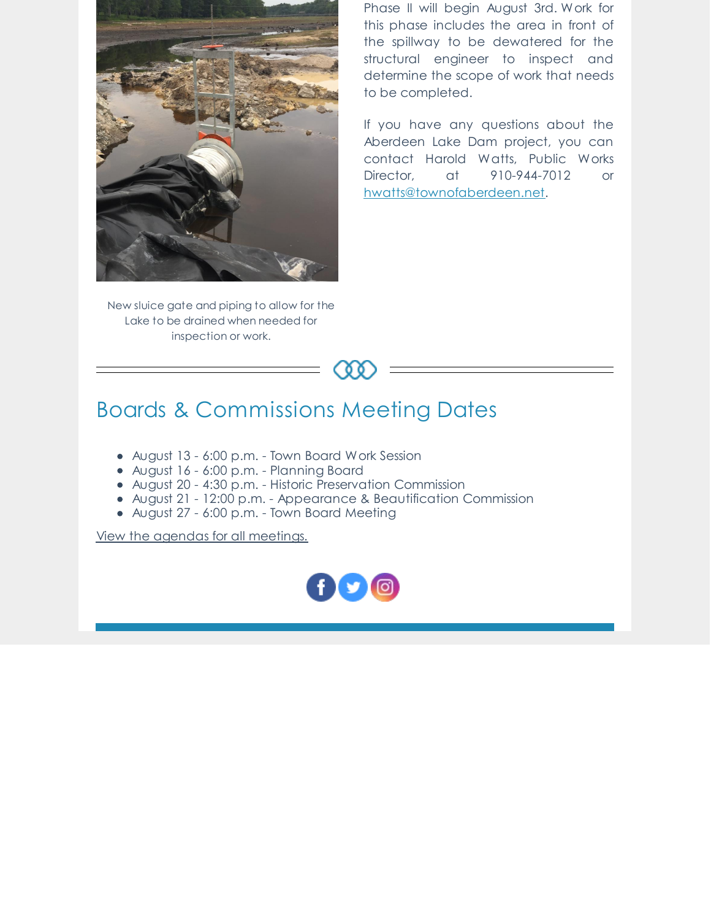Phase II will begin August 3rd. Work for this phase includes the area in front of the spillway to be dewatered for the structural engineer to inspect and determine the scope of work that needs to be completed.

If you have any questions about the Aberdeen Lake Dam project, you can contact Harold Watts, Public Works Director, at 910-944-7012 or hwatts@townofaberdeen.net.

New sluice gate and piping to allow for the Lake to be drained when needed for inspection or work.

## Boards & Commissions Meeting Dates

- August 13 - 6:00 p.m. - Town Board Work Session
- August 16 - 6:00 p.m. - Planning Board
- August 20 - 4:30 p.m. - Historic Preservation Commission
- August 21 - 12:00 p.m. - Appearance & Beautification Commission
- August 27 - 6:00 p.m. - Town Board Meeting

View the agendas for all meetings.